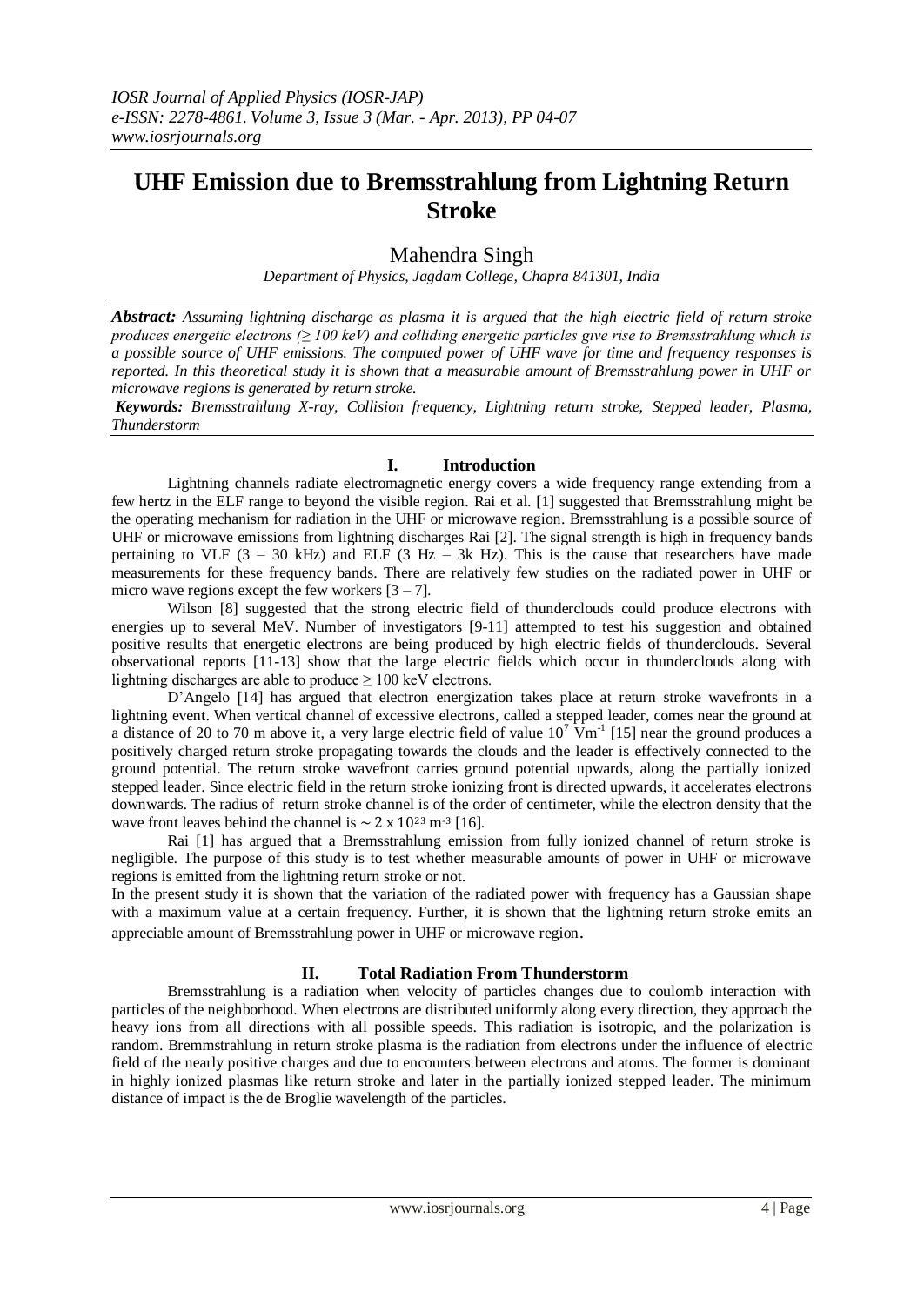# UHF Emission due to Bremsstrahlung from Lightning Return Stroke

Mahendra Singh

*Department of Physics, Jagdam College, Chapra 841301, India*

***Abstract:** Assuming lightning discharge as plasma it is argued that the high electric field of return stroke produces energetic electrons (≥ 100 keV) and colliding energetic particles give rise to Bremsstrahlung which is a possible source of UHF emissions. The computed power of UHF wave for time and frequency responses is reported. In this theoretical study it is shown that a measurable amount of Bremsstrahlung power in UHF or microwave regions is generated by return stroke.*

***Keywords:** Bremsstrahlung X-ray, Collision frequency, Lightning return stroke, Stepped leader, Plasma, Thunderstorm*

## I. Introduction

Lightning channels radiate electromagnetic energy covers a wide frequency range extending from a few hertz in the ELF range to beyond the visible region. Rai et al. [1] suggested that Bremsstrahlung might be the operating mechanism for radiation in the UHF or microwave region. Bremsstrahlung is a possible source of UHF or microwave emissions from lightning discharges Rai [2]. The signal strength is high in frequency bands pertaining to VLF (3 – 30 kHz) and ELF (3 Hz – 3k Hz). This is the cause that researchers have made measurements for these frequency bands. There are relatively few studies on the radiated power in UHF or micro wave regions except the few workers [3 – 7].

Wilson [8] suggested that the strong electric field of thunderclouds could produce electrons with energies up to several MeV. Number of investigators [9-11] attempted to test his suggestion and obtained positive results that energetic electrons are being produced by high electric fields of thunderclouds. Several observational reports [11-13] show that the large electric fields which occur in thunderclouds along with lightning discharges are able to produce ≥ 100 keV electrons.

D'Angelo [14] has argued that electron energization takes place at return stroke wavefronts in a lightning event. When vertical channel of excessive electrons, called a stepped leader, comes near the ground at a distance of 20 to 70 m above it, a very large electric field of value $10^7$ $\mathrm{Vm^{-1}}$ [15] near the ground produces a positively charged return stroke propagating towards the clouds and the leader is effectively connected to the ground potential. The return stroke wavefront carries ground potential upwards, along the partially ionized stepped leader. Since electric field in the return stroke ionizing front is directed upwards, it accelerates electrons downwards. The radius of return stroke channel is of the order of centimeter, while the electron density that the wave front leaves behind the channel is $\sim 2 \times 10^{23}$ $\mathrm{m^{-3}}$ [16].

Rai [1] has argued that a Bremsstrahlung emission from fully ionized channel of return stroke is negligible. The purpose of this study is to test whether measurable amounts of power in UHF or microwave regions is emitted from the lightning return stroke or not.

In the present study it is shown that the variation of the radiated power with frequency has a Gaussian shape with a maximum value at a certain frequency. Further, it is shown that the lightning return stroke emits an appreciable amount of Bremsstrahlung power in UHF or microwave region.

## II. Total Radiation From Thunderstorm

Bremsstrahlung is a radiation when velocity of particles changes due to coulomb interaction with particles of the neighborhood. When electrons are distributed uniformly along every direction, they approach the heavy ions from all directions with all possible speeds. This radiation is isotropic, and the polarization is random. Bremmstrahlung in return stroke plasma is the radiation from electrons under the influence of electric field of the nearly positive charges and due to encounters between electrons and atoms. The former is dominant in highly ionized plasmas like return stroke and later in the partially ionized stepped leader. The minimum distance of impact is the de Broglie wavelength of the particles.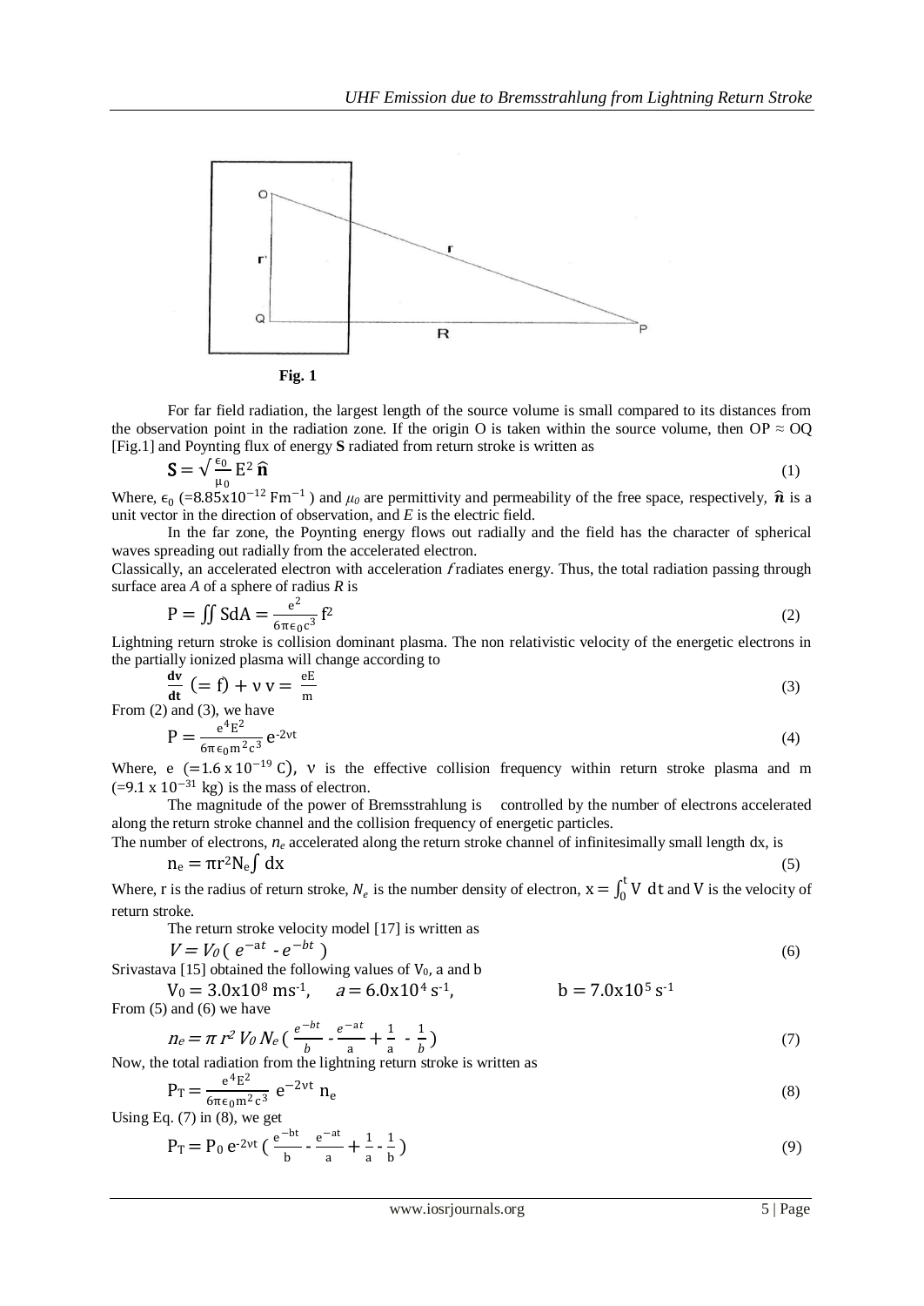Fig. 1

For far field radiation, the largest length of the source volume is small compared to its distances from the observation point in the radiation zone. If the origin O is taken within the source volume, then OP ≈ OQ [Fig.1] and Poynting flux of energy **S** radiated from return stroke is written as

$$\mathbf{S} = \sqrt{\frac{\epsilon_0}{\mu_0}}\, E^2\, \hat{\mathbf{n}} \tag{1}$$

Where, $\epsilon_0$ (=8.85x$10^{-12}$ Fm$^{-1}$) and $\mu_0$ are permittivity and permeability of the free space, respectively, $\hat{\boldsymbol{n}}$ is a unit vector in the direction of observation, and $E$ is the electric field.

In the far zone, the Poynting energy flows out radially and the field has the character of spherical waves spreading out radially from the accelerated electron.

Classically, an accelerated electron with acceleration $f$ radiates energy. Thus, the total radiation passing through surface area $A$ of a sphere of radius $R$ is

$$P = \iint S dA = \frac{e^2}{6\pi\epsilon_0 c^3} f^2 \tag{2}$$

Lightning return stroke is collision dominant plasma. The non relativistic velocity of the energetic electrons in the partially ionized plasma will change according to

$$\frac{\mathbf{dv}}{\mathbf{dt}}\ (= f) + \nu\, v = \frac{eE}{m} \tag{3}$$

From (2) and (3), we have

$$P = \frac{e^4 E^2}{6\pi\epsilon_0 m^2 c^3}\, e^{-2\nu t} \tag{4}$$

Where, e $(=1.6 \times 10^{-19}\ \mathrm{C})$, ν is the effective collision frequency within return stroke plasma and m $(=9.1 \times 10^{-31}$ kg) is the mass of electron.

The magnitude of the power of Bremsstrahlung is controlled by the number of electrons accelerated along the return stroke channel and the collision frequency of energetic particles.

The number of electrons, $n_e$ accelerated along the return stroke channel of infinitesimally small length dx, is

$$n_e = \pi r^2 N_e \int dx \tag{5}$$

Where, r is the radius of return stroke, $N_e$ is the number density of electron, $x = \int_0^t V\ dt$ and V is the velocity of return stroke.

The return stroke velocity model [17] is written as

$$V = V_0\,( e^{-at} - e^{-bt} ) \tag{6}$$

Srivastava [15] obtained the following values of $V_0$, a and b

$V_0 = 3.0\text{x}10^8$ ms$^{-1}$, $\quad a = 6.0\text{x}10^4$ s$^{-1}$, $\quad$ b = 7.0x$10^5$ s$^{-1}$

From (5) and (6) we have

$$n_e = \pi\, r^2\, V_0\, N_e \left( \frac{e^{-bt}}{b} - \frac{e^{-at}}{a} + \frac{1}{a} - \frac{1}{b} \right) \tag{7}$$

Now, the total radiation from the lightning return stroke is written as

$$P_T = \frac{e^4 E^2}{6\pi\epsilon_0 m^2 c^3}\ e^{-2\nu t}\ n_e \tag{8}$$

Using Eq. (7) in (8), we get

$$P_T = P_0\, e^{-2\nu t} \left( \frac{e^{-bt}}{b} - \frac{e^{-at}}{a} + \frac{1}{a} - \frac{1}{b} \right) \tag{9}$$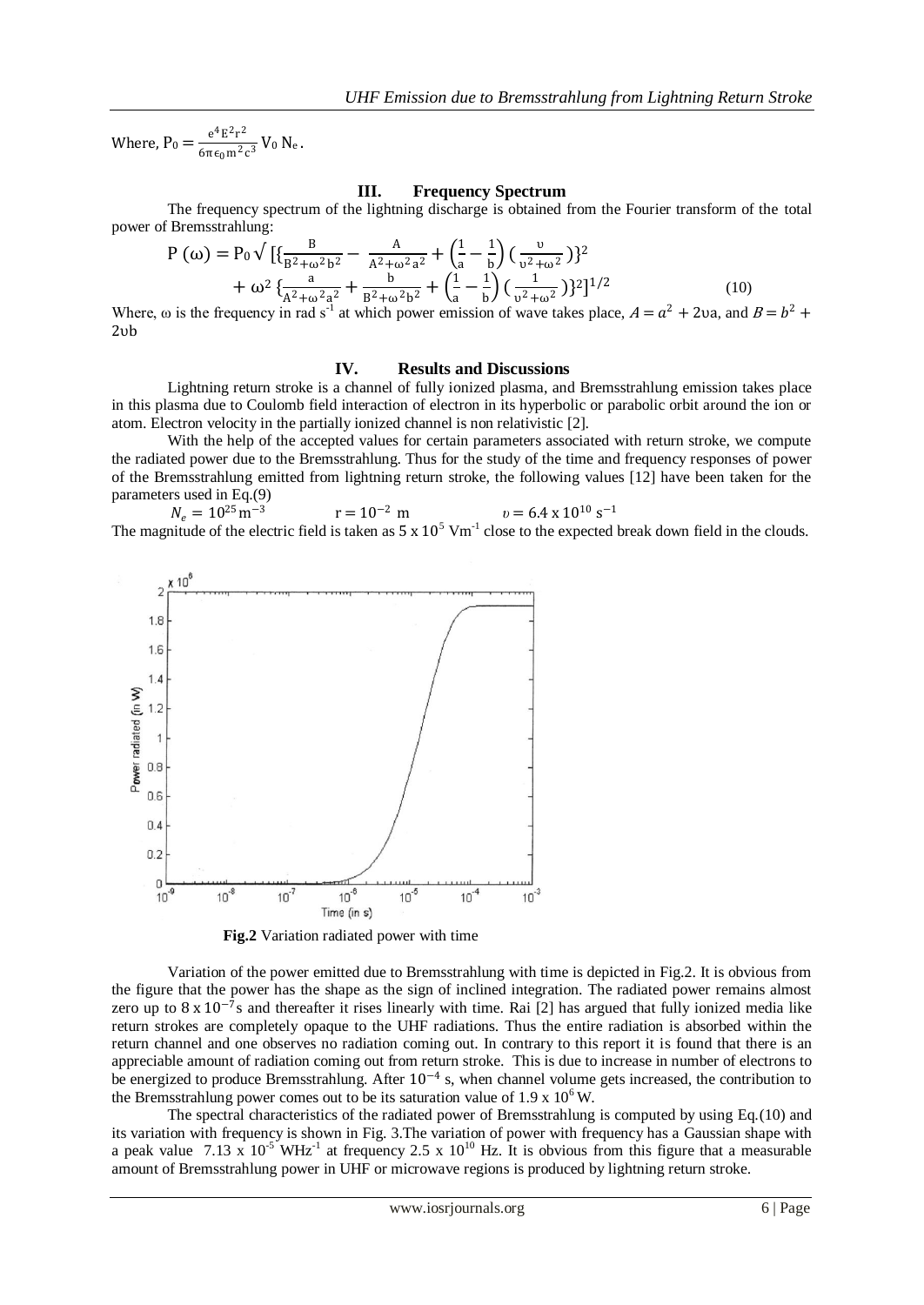Where, $P_0 = \frac{e^4 E^2 r^2}{6\pi \epsilon_0 m^2 c^3} V_0 N_e$.

## III. Frequency Spectrum

The frequency spectrum of the lightning discharge is obtained from the Fourier transform of the total power of Bremsstrahlung:

$$P(\omega) = P_0 \sqrt{\left[\left\{\frac{B}{B^2+\omega^2 b^2} - \frac{A}{A^2+\omega^2 a^2} + \left(\frac{1}{a}-\frac{1}{b}\right)\left(\frac{\upsilon}{\upsilon^2+\omega^2}\right)\right\}^2 + \omega^2 \left\{\frac{a}{A^2+\omega^2 a^2} + \frac{b}{B^2+\omega^2 b^2} + \left(\frac{1}{a}-\frac{1}{b}\right)\left(\frac{1}{\upsilon^2+\omega^2}\right)\right\}^2\right]^{1/2}} \quad (10)$$

Where, ω is the frequency in rad $s^{-1}$ at which power emission of wave takes place, $A = a^2 + 2\upsilon a$, and $B = b^2 + 2\upsilon b$

## IV. Results and Discussions

Lightning return stroke is a channel of fully ionized plasma, and Bremsstrahlung emission takes place in this plasma due to Coulomb field interaction of electron in its hyperbolic or parabolic orbit around the ion or atom. Electron velocity in the partially ionized channel is non relativistic [2].

With the help of the accepted values for certain parameters associated with return stroke, we compute the radiated power due to the Bremsstrahlung. Thus for the study of the time and frequency responses of power of the Bremsstrahlung emitted from lightning return stroke, the following values [12] have been taken for the parameters used in Eq.(9)

$N_e = 10^{25}\,m^{-3}$ $\quad$ $r = 10^{-2}$ m $\quad$ $\upsilon = 6.4 \times 10^{10}\ s^{-1}$

The magnitude of the electric field is taken as $5 \times 10^5$ $Vm^{-1}$ close to the expected break down field in the clouds.

**Fig.2** Variation radiated power with time

Variation of the power emitted due to Bremsstrahlung with time is depicted in Fig.2. It is obvious from the figure that the power has the shape as the sign of inclined integration. The radiated power remains almost zero up to $8 \times 10^{-7}$s and thereafter it rises linearly with time. Rai [2] has argued that fully ionized media like return strokes are completely opaque to the UHF radiations. Thus the entire radiation is absorbed within the return channel and one observes no radiation coming out. In contrary to this report it is found that there is an appreciable amount of radiation coming out from return stroke. This is due to increase in number of electrons to be energized to produce Bremsstrahlung. After $10^{-4}$ s, when channel volume gets increased, the contribution to the Bremsstrahlung power comes out to be its saturation value of $1.9 \times 10^6$ W.

The spectral characteristics of the radiated power of Bremsstrahlung is computed by using Eq.(10) and its variation with frequency is shown in Fig. 3.The variation of power with frequency has a Gaussian shape with a peak value $7.13 \times 10^{-5}$ $WHz^{-1}$ at frequency $2.5 \times 10^{10}$ Hz. It is obvious from this figure that a measurable amount of Bremsstrahlung power in UHF or microwave regions is produced by lightning return stroke.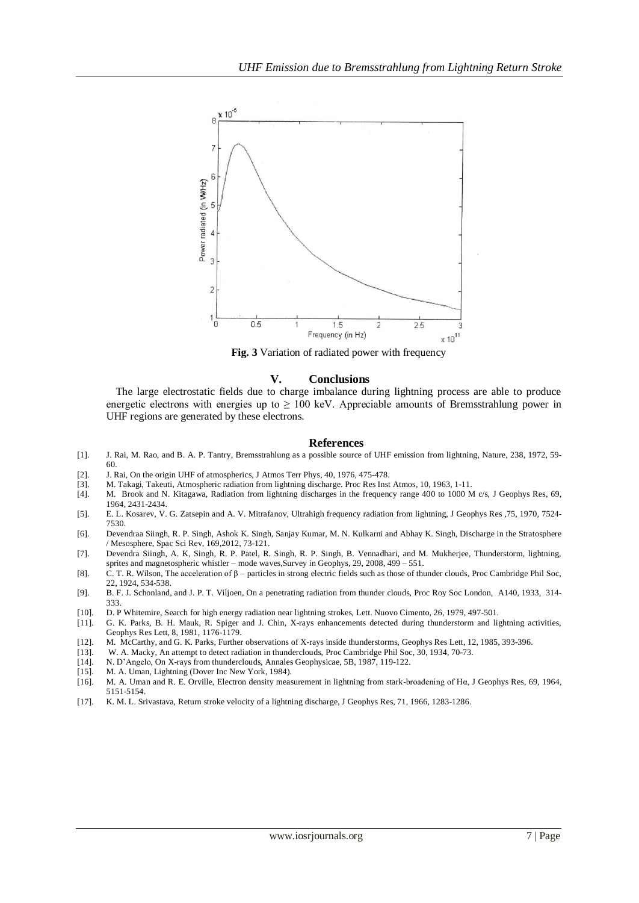x $10^{-5}$

Power radiated (in W/Hz)

8
7
6
5
4
3
2
1

0 0.5 1 1.5 2 2.5 3

Frequency (in Hz)

x $10^{11}$

**Fig. 3** Variation of radiated power with frequency

## V. Conclusions

The large electrostatic fields due to charge imbalance during lightning process are able to produce energetic electrons with energies up to $\geq$ 100 keV. Appreciable amounts of Bremsstrahlung power in UHF regions are generated by these electrons.

## References

[1]. J. Rai, M. Rao, and B. A. P. Tantry, Bremsstrahlung as a possible source of UHF emission from lightning, Nature, 238, 1972, 59-60.

[2]. J. Rai, On the origin UHF of atmospherics, J Atmos Terr Phys, 40, 1976, 475-478.

[3]. M. Takagi, Takeuti, Atmospheric radiation from lightning discharge. Proc Res Inst Atmos, 10, 1963, 1-11.

[4]. M. Brook and N. Kitagawa, Radiation from lightning discharges in the frequency range 400 to 1000 M c/s, J Geophys Res, 69, 1964, 2431-2434.

[5]. E. L. Kosarev, V. G. Zatsepin and A. V. Mitrafanov, Ultrahigh frequency radiation from lightning, J Geophys Res ,75, 1970, 7524-7530.

[6]. Devendraa Siingh, R. P. Singh, Ashok K. Singh, Sanjay Kumar, M. N. Kulkarni and Abhay K. Singh, Discharge in the Stratosphere / Mesosphere, Spac Sci Rev, 169,2012, 73-121.

[7]. Devendra Siingh, A. K, Singh, R. P. Patel, R. Singh, R. P. Singh, B. Vennadhari, and M. Mukherjee, Thunderstorm, lightning, sprites and magnetospheric whistler – mode waves,Survey in Geophys, 29, 2008, 499 – 551.

[8]. C. T. R. Wilson, The acceleration of β – particles in strong electric fields such as those of thunder clouds, Proc Cambridge Phil Soc, 22, 1924, 534-538.

[9]. B. F. J. Schonland, and J. P. T. Viljoen, On a penetrating radiation from thunder clouds, Proc Roy Soc London, A140, 1933, 314-333.

[10]. D. P Whitemire, Search for high energy radiation near lightning strokes, Lett. Nuovo Cimento, 26, 1979, 497-501.

[11]. G. K. Parks, B. H. Mauk, R. Spiger and J. Chin, X-rays enhancements detected during thunderstorm and lightning activities, Geophys Res Lett, 8, 1981, 1176-1179.

[12]. M. McCarthy, and G. K. Parks, Further observations of X-rays inside thunderstorms, Geophys Res Lett, 12, 1985, 393-396.

[13]. W. A. Macky, An attempt to detect radiation in thunderclouds, Proc Cambridge Phil Soc, 30, 1934, 70-73.

[14]. N. D'Angelo, On X-rays from thunderclouds, Annales Geophysicae, 5B, 1987, 119-122.

[15]. M. A. Uman, Lightning (Dover Inc New York, 1984).

[16]. M. A. Uman and R. E. Orville, Electron density measurement in lightning from stark-broadening of Hα, J Geophys Res, 69, 1964, 5151-5154.

[17]. K. M. L. Srivastava, Return stroke velocity of a lightning discharge, J Geophys Res, 71, 1966, 1283-1286.